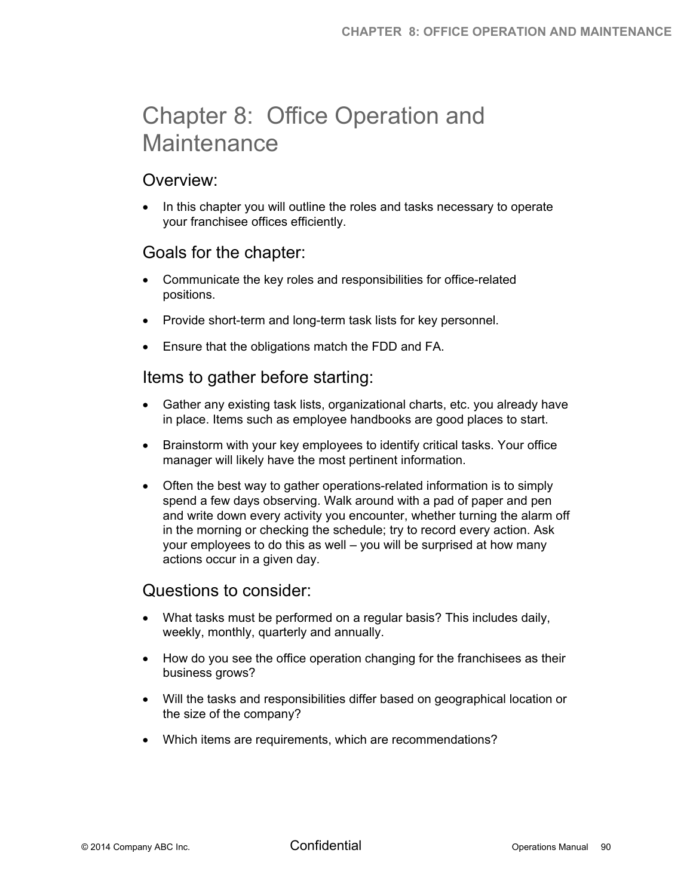# Chapter 8: Office Operation and Maintenance

## Overview:

- In this chapter you will outline the roles and tasks necessary to operate your franchisee offices efficiently.

## Goals for the chapter:

- Communicate the key roles and responsibilities for office-related positions.
- Provide short-term and long-term task lists for key personnel.
- Ensure that the obligations match the FDD and FA.

## Items to gather before starting:

- Gather any existing task lists, organizational charts, etc. you already have in place. Items such as employee handbooks are good places to start.
- Brainstorm with your key employees to identify critical tasks. Your office manager will likely have the most pertinent information.
- Often the best way to gather operations-related information is to simply spend a few days observing. Walk around with a pad of paper and pen and write down every activity you encounter, whether turning the alarm off in the morning or checking the schedule; try to record every action. Ask your employees to do this as well – you will be surprised at how many actions occur in a given day.

## Questions to consider:

- What tasks must be performed on a regular basis? This includes daily, weekly, monthly, quarterly and annually.
- How do you see the office operation changing for the franchisees as their business grows?
- Will the tasks and responsibilities differ based on geographical location or the size of the company?
- Which items are requirements, which are recommendations?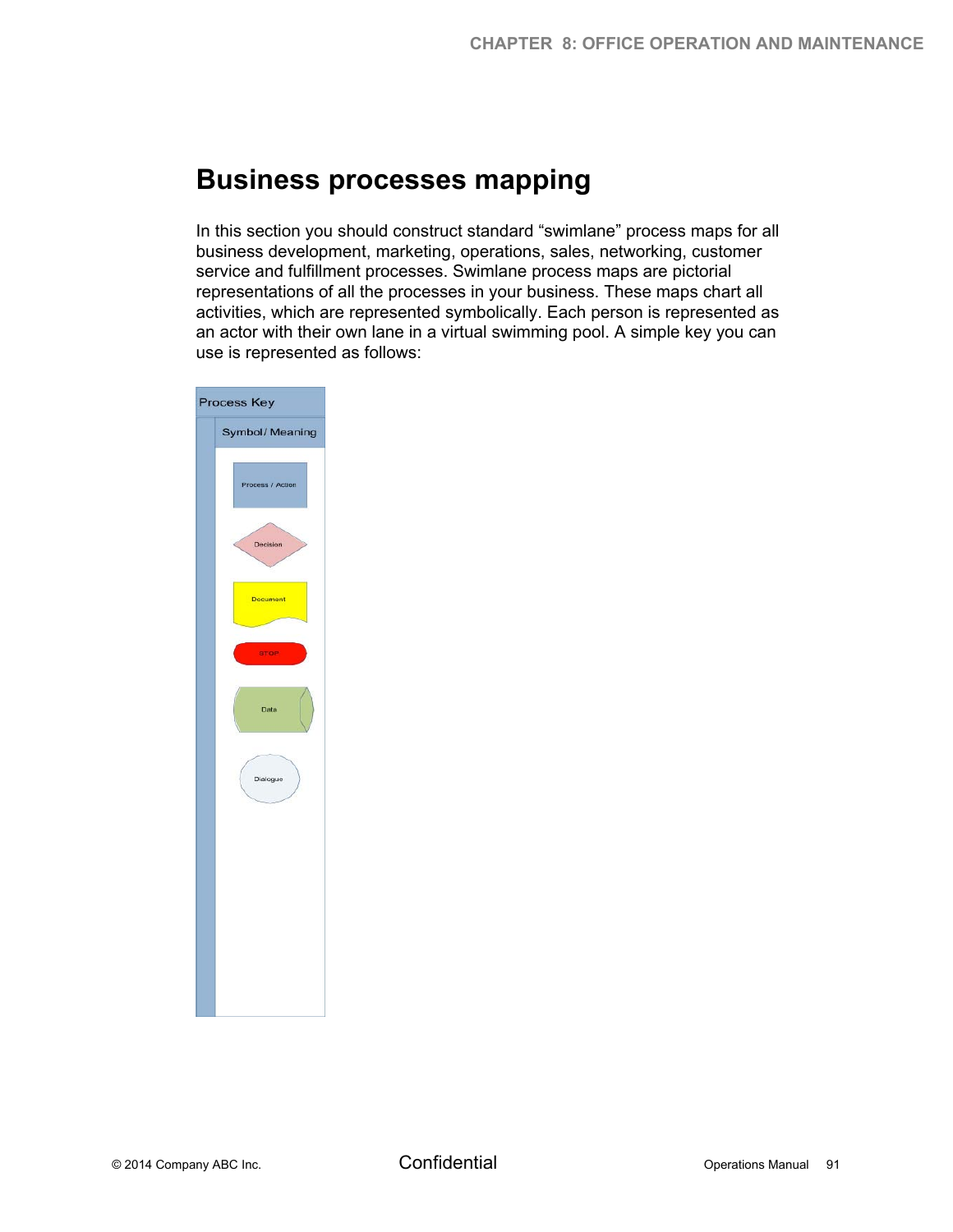# Business processes mapping

In this section you should construct standard "swimlane" process maps for all business development, marketing, operations, sales, networking, customer service and fulfillment processes. Swimlane process maps are pictorial representations of all the processes in your business. These maps chart all activities, which are represented symbolically. Each person is represented as an actor with their own lane in a virtual swimming pool. A simple key you can use is represented as follows:

| Process Key |
| --- |
| Symbol/ Meaning |
| Process / Action |
| Decision |
| Document |
| STOP |
| Data |
| Dialogue |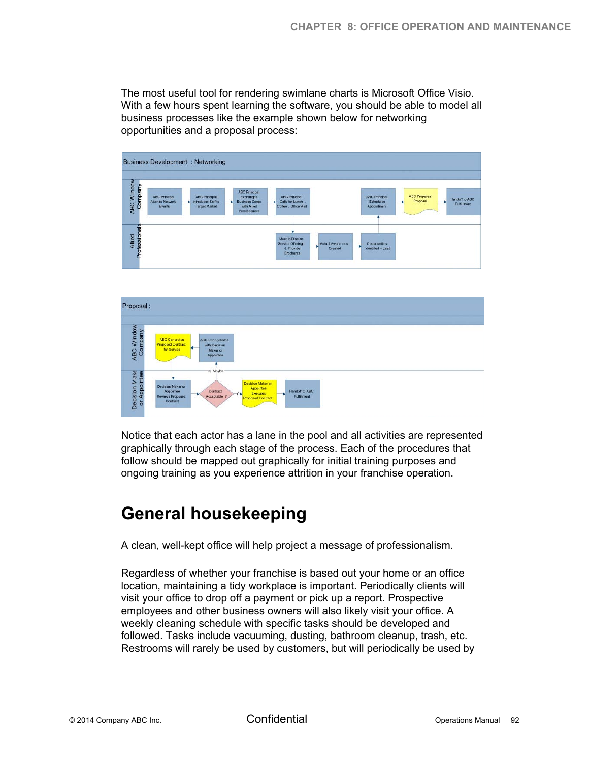The most useful tool for rendering swimlane charts is Microsoft Office Visio. With a few hours spent learning the software, you should be able to model all business processes like the example shown below for networking opportunities and a proposal process:

Notice that each actor has a lane in the pool and all activities are represented graphically through each stage of the process. Each of the procedures that follow should be mapped out graphically for initial training purposes and ongoing training as you experience attrition in your franchise operation.

# General housekeeping

A clean, well-kept office will help project a message of professionalism.

Regardless of whether your franchise is based out your home or an office location, maintaining a tidy workplace is important. Periodically clients will visit your office to drop off a payment or pick up a report. Prospective employees and other business owners will also likely visit your office. A weekly cleaning schedule with specific tasks should be developed and followed. Tasks include vacuuming, dusting, bathroom cleanup, trash, etc. Restrooms will rarely be used by customers, but will periodically be used by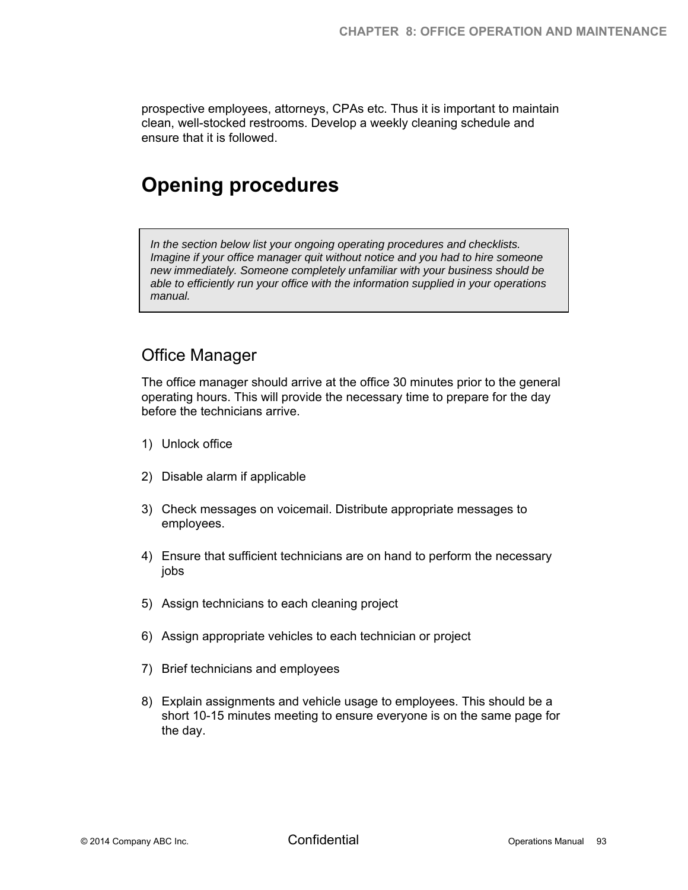prospective employees, attorneys, CPAs etc. Thus it is important to maintain clean, well-stocked restrooms. Develop a weekly cleaning schedule and ensure that it is followed.

# Opening procedures

*In the section below list your ongoing operating procedures and checklists. Imagine if your office manager quit without notice and you had to hire someone new immediately. Someone completely unfamiliar with your business should be able to efficiently run your office with the information supplied in your operations manual.*

## Office Manager

The office manager should arrive at the office 30 minutes prior to the general operating hours. This will provide the necessary time to prepare for the day before the technicians arrive.

1) Unlock office
2) Disable alarm if applicable
3) Check messages on voicemail. Distribute appropriate messages to employees.
4) Ensure that sufficient technicians are on hand to perform the necessary jobs
5) Assign technicians to each cleaning project
6) Assign appropriate vehicles to each technician or project
7) Brief technicians and employees
8) Explain assignments and vehicle usage to employees. This should be a short 10-15 minutes meeting to ensure everyone is on the same page for the day.